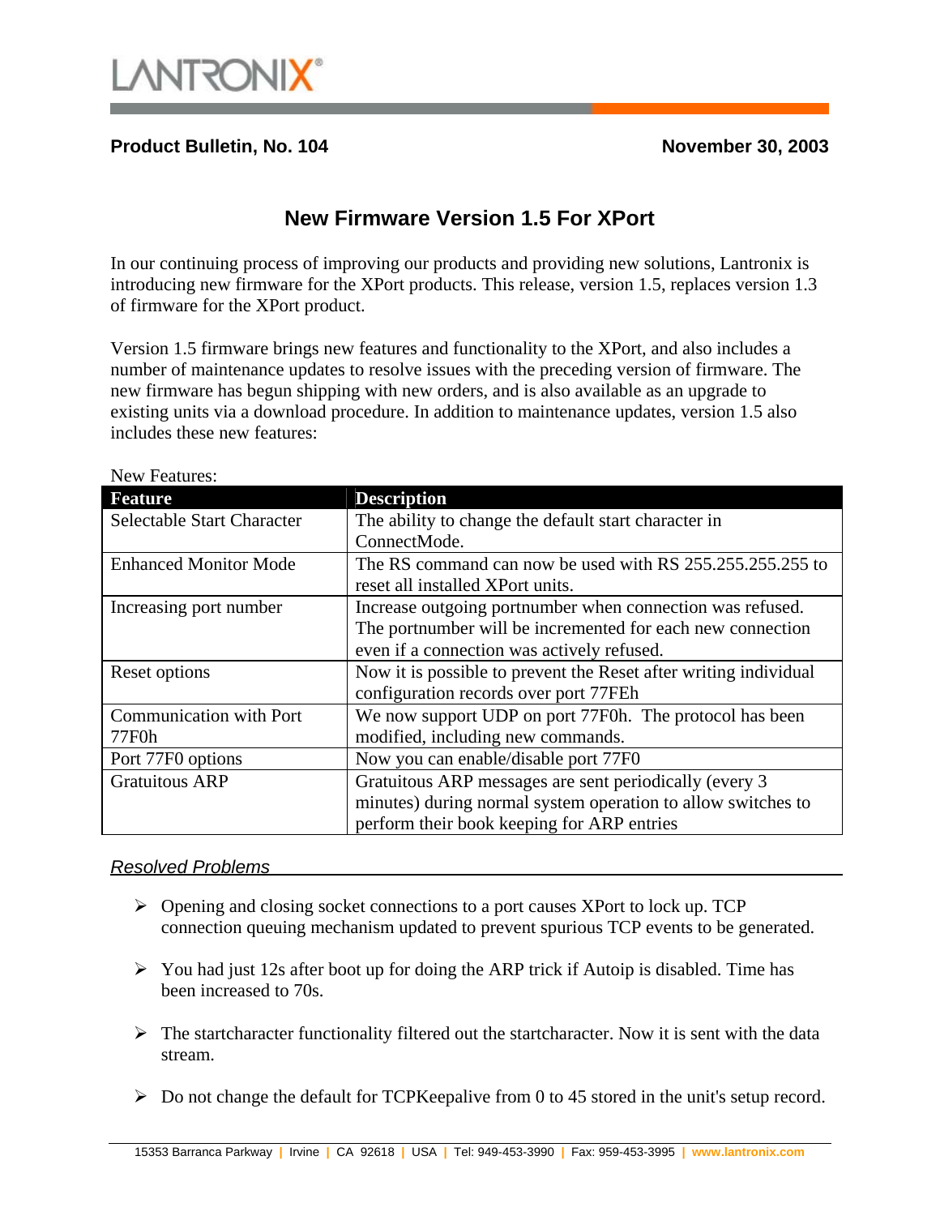**Product Bulletin, No. 104** **November 30, 2003**

# New Firmware Version 1.5 For XPort

In our continuing process of improving our products and providing new solutions, Lantronix is introducing new firmware for the XPort products. This release, version 1.5, replaces version 1.3 of firmware for the XPort product.

Version 1.5 firmware brings new features and functionality to the XPort, and also includes a number of maintenance updates to resolve issues with the preceding version of firmware. The new firmware has begun shipping with new orders, and is also available as an upgrade to existing units via a download procedure. In addition to maintenance updates, version 1.5 also includes these new features:

New Features:

| Feature | Description |
|---|---|
| Selectable Start Character | The ability to change the default start character in ConnectMode. |
| Enhanced Monitor Mode | The RS command can now be used with RS 255.255.255.255 to reset all installed XPort units. |
| Increasing port number | Increase outgoing portnumber when connection was refused. The portnumber will be incremented for each new connection even if a connection was actively refused. |
| Reset options | Now it is possible to prevent the Reset after writing individual configuration records over port 77FEh |
| Communication with Port 77F0h | We now support UDP on port 77F0h. The protocol has been modified, including new commands. |
| Port 77F0 options | Now you can enable/disable port 77F0 |
| Gratuitous ARP | Gratuitous ARP messages are sent periodically (every 3 minutes) during normal system operation to allow switches to perform their book keeping for ARP entries |

## *Resolved Problems*

- Opening and closing socket connections to a port causes XPort to lock up. TCP connection queuing mechanism updated to prevent spurious TCP events to be generated.
- You had just 12s after boot up for doing the ARP trick if Autoip is disabled. Time has been increased to 70s.
- The startcharacter functionality filtered out the startcharacter. Now it is sent with the data stream.
- Do not change the default for TCPKeepalive from 0 to 45 stored in the unit's setup record.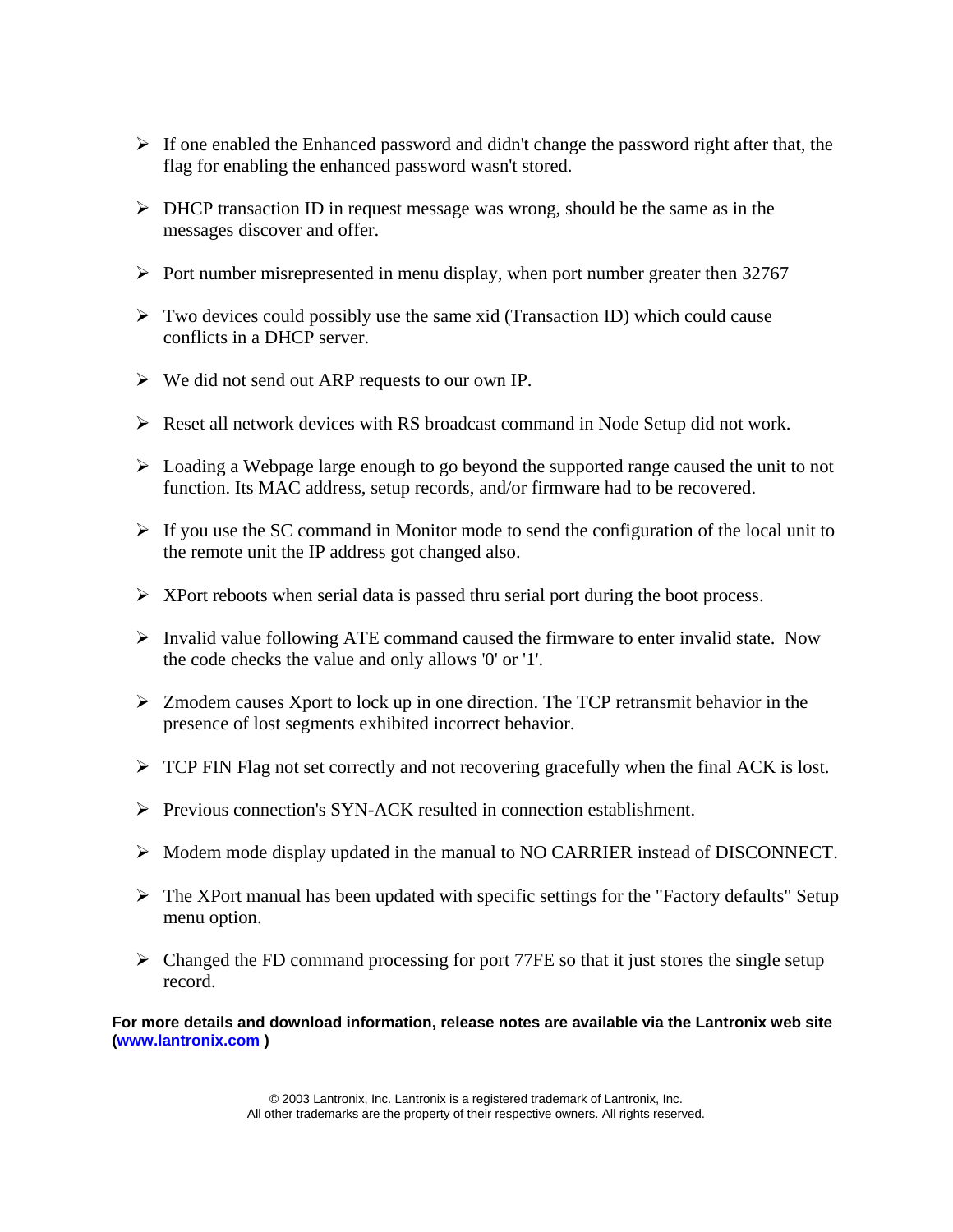- If one enabled the Enhanced password and didn't change the password right after that, the flag for enabling the enhanced password wasn't stored.

- DHCP transaction ID in request message was wrong, should be the same as in the messages discover and offer.

- Port number misrepresented in menu display, when port number greater then 32767

- Two devices could possibly use the same xid (Transaction ID) which could cause conflicts in a DHCP server.

- We did not send out ARP requests to our own IP.

- Reset all network devices with RS broadcast command in Node Setup did not work.

- Loading a Webpage large enough to go beyond the supported range caused the unit to not function. Its MAC address, setup records, and/or firmware had to be recovered.

- If you use the SC command in Monitor mode to send the configuration of the local unit to the remote unit the IP address got changed also.

- XPort reboots when serial data is passed thru serial port during the boot process.

- Invalid value following ATE command caused the firmware to enter invalid state. Now the code checks the value and only allows '0' or '1'.

- Zmodem causes Xport to lock up in one direction. The TCP retransmit behavior in the presence of lost segments exhibited incorrect behavior.

- TCP FIN Flag not set correctly and not recovering gracefully when the final ACK is lost.

- Previous connection's SYN-ACK resulted in connection establishment.

- Modem mode display updated in the manual to NO CARRIER instead of DISCONNECT.

- The XPort manual has been updated with specific settings for the "Factory defaults" Setup menu option.

- Changed the FD command processing for port 77FE so that it just stores the single setup record.

**For more details and download information, release notes are available via the Lantronix web site (www.lantronix.com )**

© 2003 Lantronix, Inc. Lantronix is a registered trademark of Lantronix, Inc.
All other trademarks are the property of their respective owners. All rights reserved.